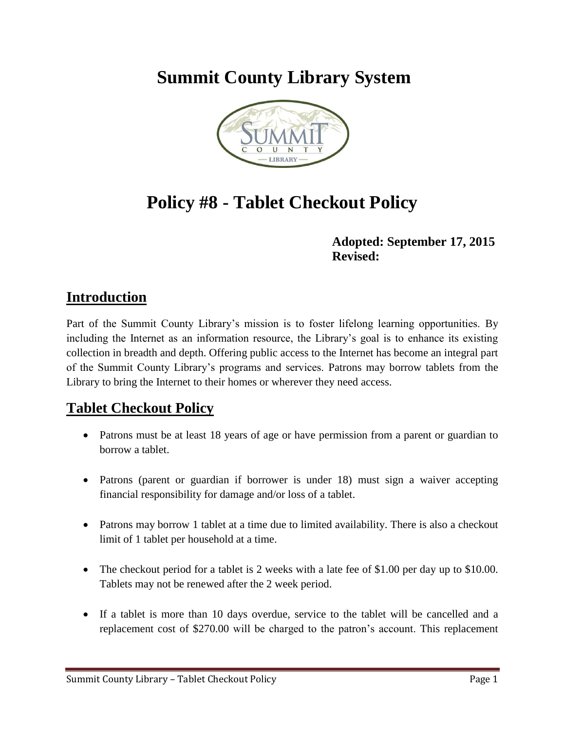# Summit County Library System

# Policy #8 - Tablet Checkout Policy

**Adopted: September 17, 2015**
**Revised:**

## Introduction

Part of the Summit County Library's mission is to foster lifelong learning opportunities. By including the Internet as an information resource, the Library's goal is to enhance its existing collection in breadth and depth. Offering public access to the Internet has become an integral part of the Summit County Library's programs and services. Patrons may borrow tablets from the Library to bring the Internet to their homes or wherever they need access.

## Tablet Checkout Policy

- Patrons must be at least 18 years of age or have permission from a parent or guardian to borrow a tablet.
- Patrons (parent or guardian if borrower is under 18) must sign a waiver accepting financial responsibility for damage and/or loss of a tablet.
- Patrons may borrow 1 tablet at a time due to limited availability. There is also a checkout limit of 1 tablet per household at a time.
- The checkout period for a tablet is 2 weeks with a late fee of $1.00 per day up to $10.00. Tablets may not be renewed after the 2 week period.
- If a tablet is more than 10 days overdue, service to the tablet will be cancelled and a replacement cost of $270.00 will be charged to the patron's account. This replacement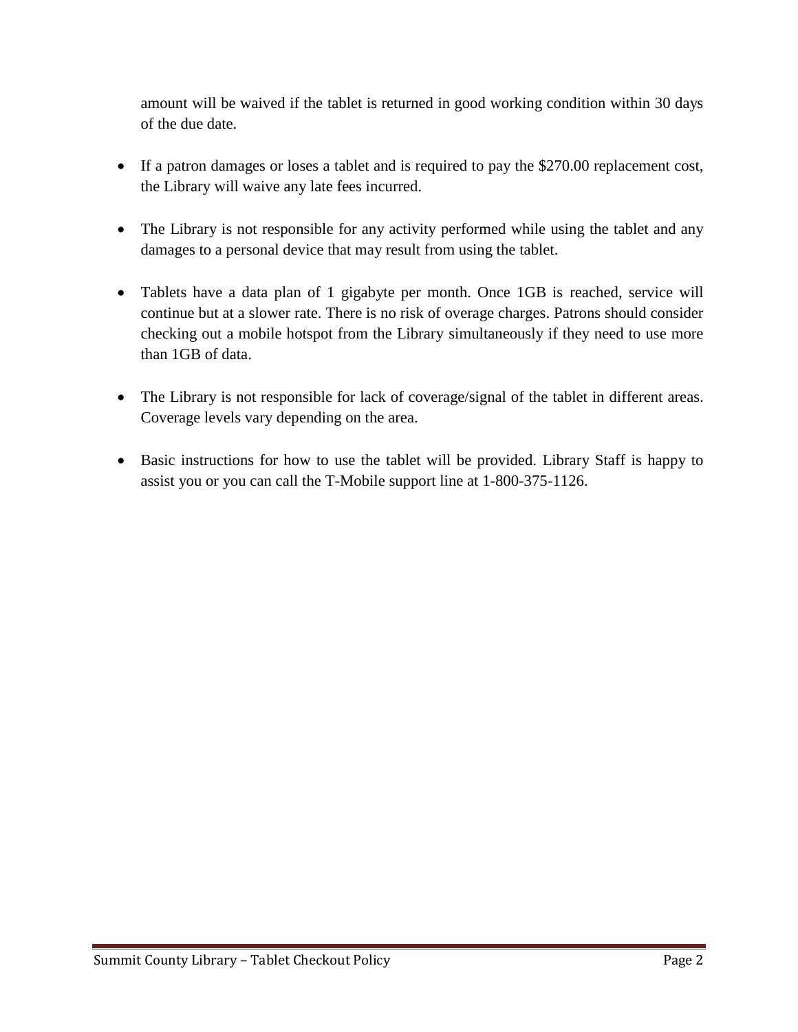amount will be waived if the tablet is returned in good working condition within 30 days of the due date.

- If a patron damages or loses a tablet and is required to pay the $270.00 replacement cost, the Library will waive any late fees incurred.

- The Library is not responsible for any activity performed while using the tablet and any damages to a personal device that may result from using the tablet.

- Tablets have a data plan of 1 gigabyte per month. Once 1GB is reached, service will continue but at a slower rate. There is no risk of overage charges. Patrons should consider checking out a mobile hotspot from the Library simultaneously if they need to use more than 1GB of data.

- The Library is not responsible for lack of coverage/signal of the tablet in different areas. Coverage levels vary depending on the area.

- Basic instructions for how to use the tablet will be provided. Library Staff is happy to assist you or you can call the T-Mobile support line at 1-800-375-1126.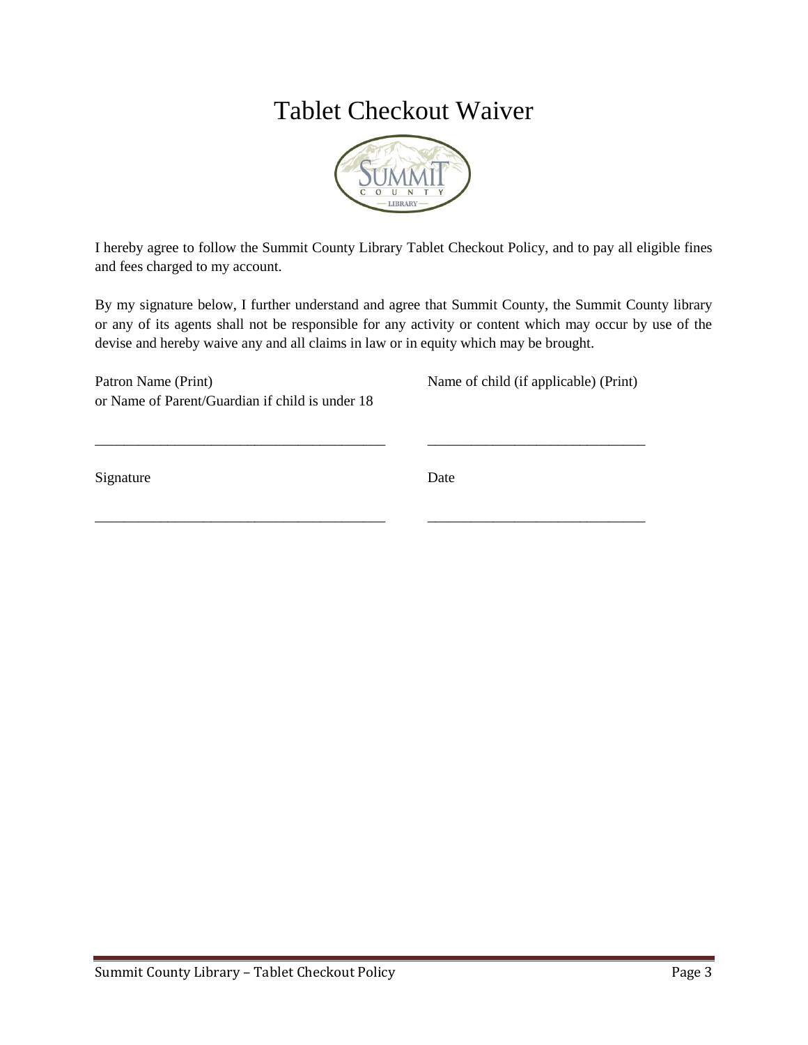# Tablet Checkout Waiver

I hereby agree to follow the Summit County Library Tablet Checkout Policy, and to pay all eligible fines and fees charged to my account.

By my signature below, I further understand and agree that Summit County, the Summit County library or any of its agents shall not be responsible for any activity or content which may occur by use of the devise and hereby waive any and all claims in law or in equity which may be brought.

Patron Name (Print)
or Name of Parent/Guardian if child is under 18

\_\_\_\_\_\_\_\_\_\_\_\_\_\_\_\_\_\_\_\_\_\_\_\_\_\_\_\_\_\_\_\_\_\_\_\_\_\_\_\_

Name of child (if applicable) (Print)

\_\_\_\_\_\_\_\_\_\_\_\_\_\_\_\_\_\_\_\_\_\_\_\_\_\_\_\_\_\_\_\_\_\_

Signature

\_\_\_\_\_\_\_\_\_\_\_\_\_\_\_\_\_\_\_\_\_\_\_\_\_\_\_\_\_\_\_\_\_\_\_\_\_\_\_\_

Date

\_\_\_\_\_\_\_\_\_\_\_\_\_\_\_\_\_\_\_\_\_\_\_\_\_\_\_\_\_\_\_\_\_\_